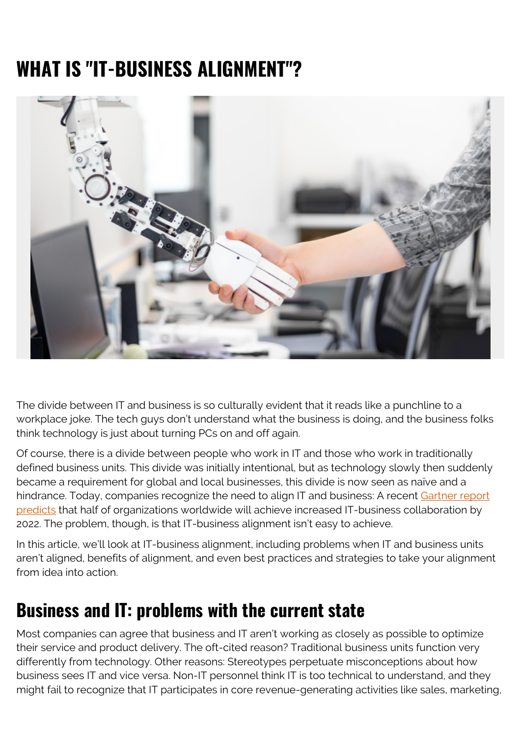# WHAT IS "IT-BUSINESS ALIGNMENT"?

The divide between IT and business is so culturally evident that it reads like a punchline to a workplace joke. The tech guys don't understand what the business is doing, and the business folks think technology is just about turning PCs on and off again.

Of course, there is a divide between people who work in IT and those who work in traditionally defined business units. This divide was initially intentional, but as technology slowly then suddenly became a requirement for global and local businesses, this divide is now seen as naïve and a hindrance. Today, companies recognize the need to align IT and business: A recent [Gartner report predicts](#) that half of organizations worldwide will achieve increased IT-business collaboration by 2022. The problem, though, is that IT-business alignment isn't easy to achieve.

In this article, we'll look at IT-business alignment, including problems when IT and business units aren't aligned, benefits of alignment, and even best practices and strategies to take your alignment from idea into action.

## Business and IT: problems with the current state

Most companies can agree that business and IT aren't working as closely as possible to optimize their service and product delivery. The oft-cited reason? Traditional business units function very differently from technology. Other reasons: Stereotypes perpetuate misconceptions about how business sees IT and vice versa. Non-IT personnel think IT is too technical to understand, and they might fail to recognize that IT participates in core revenue-generating activities like sales, marketing,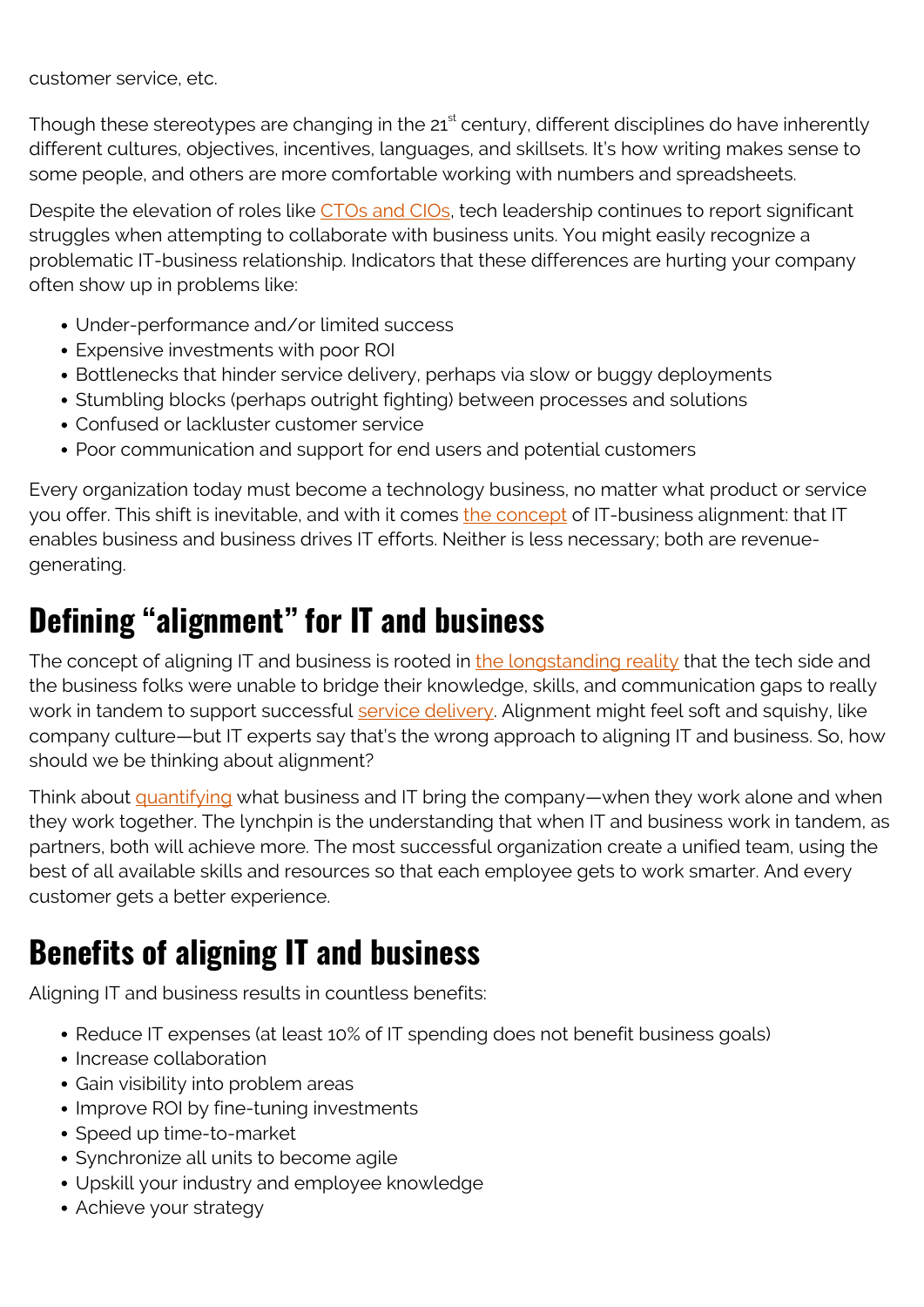customer service, etc.

Though these stereotypes are changing in the 21st century, different disciplines do have inherently different cultures, objectives, incentives, languages, and skillsets. It's how writing makes sense to some people, and others are more comfortable working with numbers and spreadsheets.

Despite the elevation of roles like CTOs and CIOs, tech leadership continues to report significant struggles when attempting to collaborate with business units. You might easily recognize a problematic IT-business relationship. Indicators that these differences are hurting your company often show up in problems like:

- Under-performance and/or limited success
- Expensive investments with poor ROI
- Bottlenecks that hinder service delivery, perhaps via slow or buggy deployments
- Stumbling blocks (perhaps outright fighting) between processes and solutions
- Confused or lackluster customer service
- Poor communication and support for end users and potential customers

Every organization today must become a technology business, no matter what product or service you offer. This shift is inevitable, and with it comes the concept of IT-business alignment: that IT enables business and business drives IT efforts. Neither is less necessary; both are revenue-generating.

## Defining "alignment" for IT and business

The concept of aligning IT and business is rooted in the longstanding reality that the tech side and the business folks were unable to bridge their knowledge, skills, and communication gaps to really work in tandem to support successful service delivery. Alignment might feel soft and squishy, like company culture—but IT experts say that's the wrong approach to aligning IT and business. So, how should we be thinking about alignment?

Think about quantifying what business and IT bring the company—when they work alone and when they work together. The lynchpin is the understanding that when IT and business work in tandem, as partners, both will achieve more. The most successful organization create a unified team, using the best of all available skills and resources so that each employee gets to work smarter. And every customer gets a better experience.

## Benefits of aligning IT and business

Aligning IT and business results in countless benefits:

- Reduce IT expenses (at least 10% of IT spending does not benefit business goals)
- Increase collaboration
- Gain visibility into problem areas
- Improve ROI by fine-tuning investments
- Speed up time-to-market
- Synchronize all units to become agile
- Upskill your industry and employee knowledge
- Achieve your strategy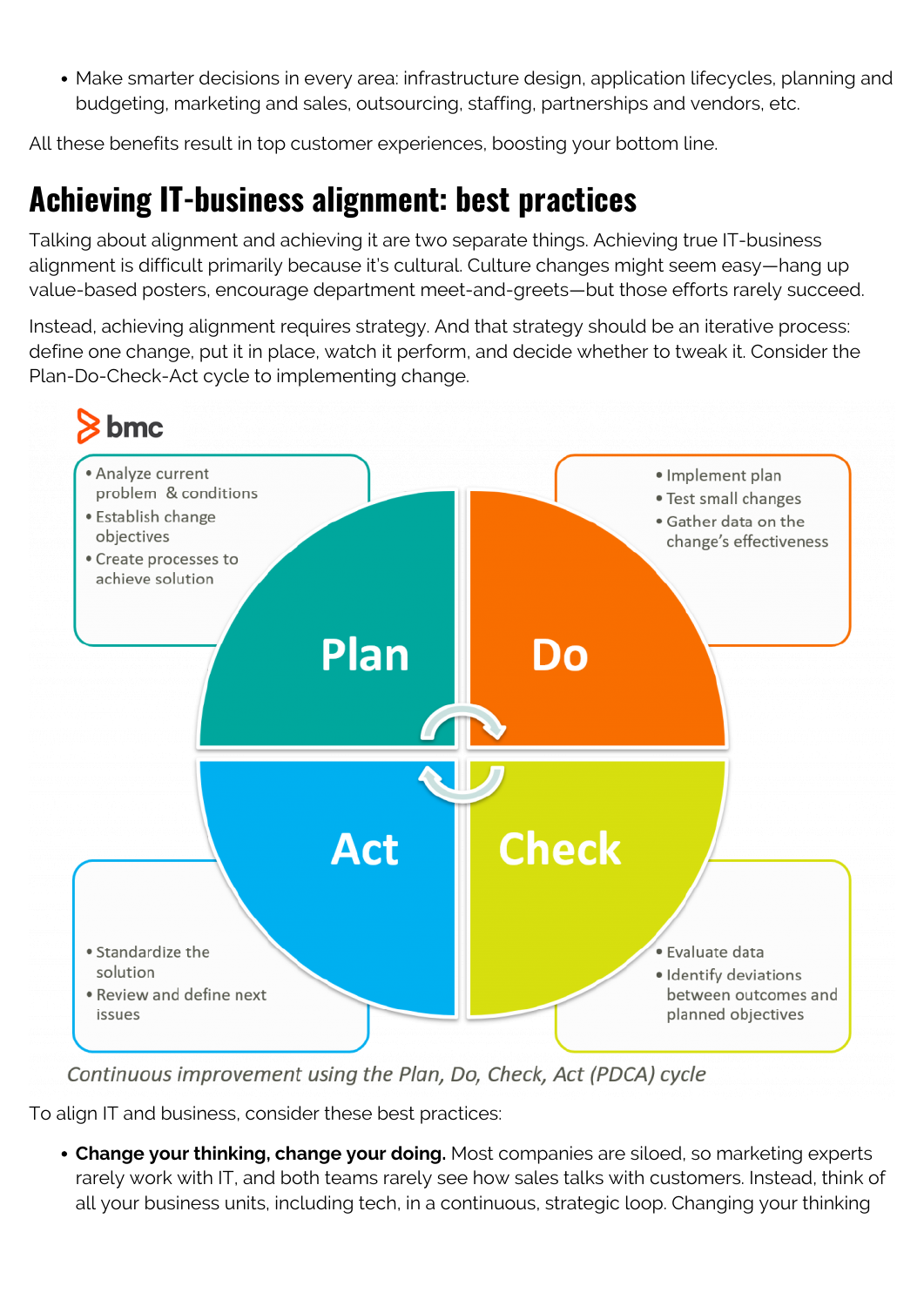- Make smarter decisions in every area: infrastructure design, application lifecycles, planning and budgeting, marketing and sales, outsourcing, staffing, partnerships and vendors, etc.

All these benefits result in top customer experiences, boosting your bottom line.

## Achieving IT-business alignment: best practices

Talking about alignment and achieving it are two separate things. Achieving true IT-business alignment is difficult primarily because it's cultural. Culture changes might seem easy—hang up value-based posters, encourage department meet-and-greets—but those efforts rarely succeed.

Instead, achieving alignment requires strategy. And that strategy should be an iterative process: define one change, put it in place, watch it perform, and decide whether to tweak it. Consider the Plan-Do-Check-Act cycle to implementing change.

bmc

**Plan**
- Analyze current problem & conditions
- Establish change objectives
- Create processes to achieve solution

**Do**
- Implement plan
- Test small changes
- Gather data on the change's effectiveness

**Check**
- Evaluate data
- Identify deviations between outcomes and planned objectives

**Act**
- Standardize the solution
- Review and define next issues

*Continuous improvement using the Plan, Do, Check, Act (PDCA) cycle*

To align IT and business, consider these best practices:

- **Change your thinking, change your doing.** Most companies are siloed, so marketing experts rarely work with IT, and both teams rarely see how sales talks with customers. Instead, think of all your business units, including tech, in a continuous, strategic loop. Changing your thinking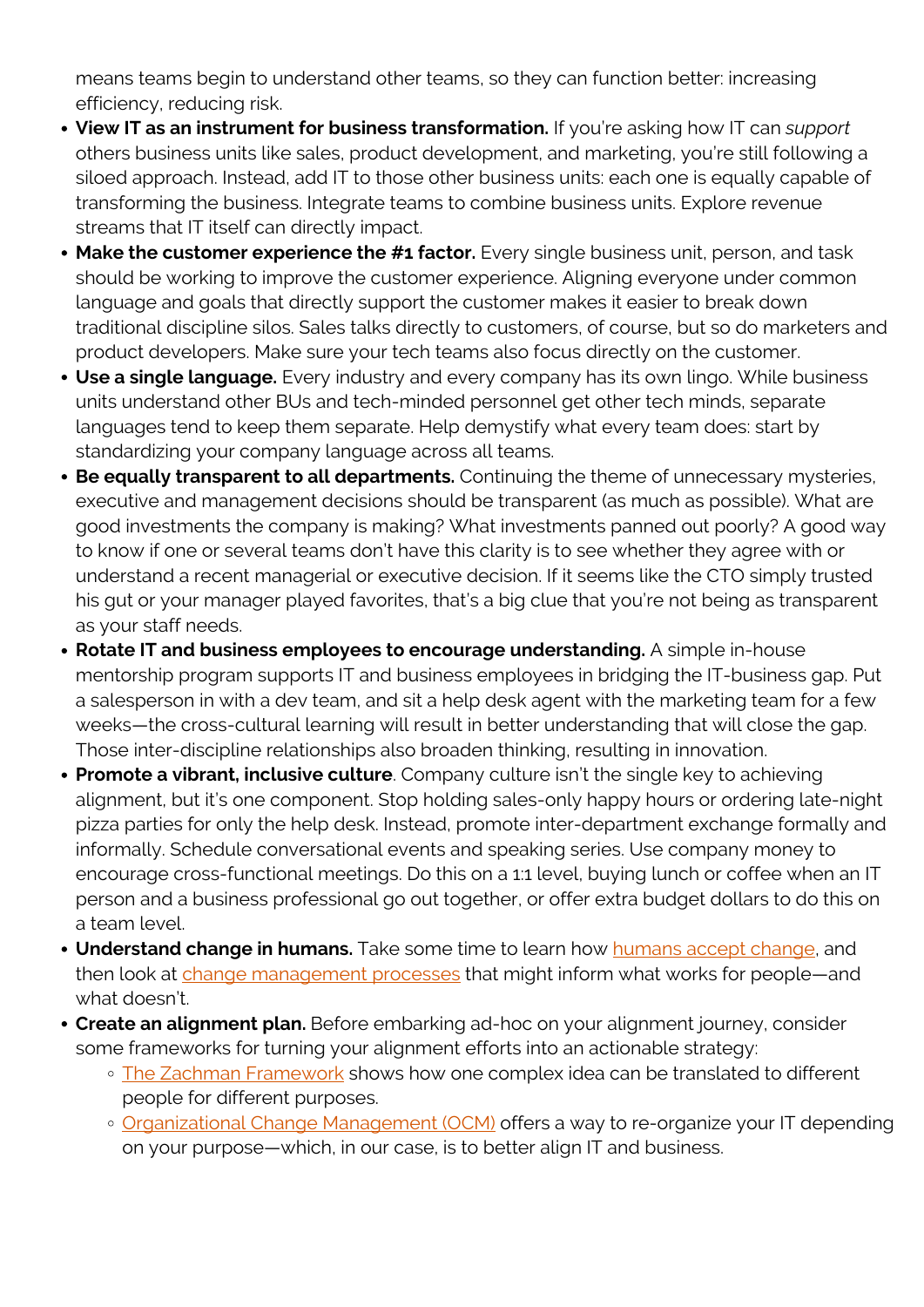means teams begin to understand other teams, so they can function better: increasing efficiency, reducing risk.

- **View IT as an instrument for business transformation.** If you're asking how IT can *support* others business units like sales, product development, and marketing, you're still following a siloed approach. Instead, add IT to those other business units: each one is equally capable of transforming the business. Integrate teams to combine business units. Explore revenue streams that IT itself can directly impact.
- **Make the customer experience the #1 factor.** Every single business unit, person, and task should be working to improve the customer experience. Aligning everyone under common language and goals that directly support the customer makes it easier to break down traditional discipline silos. Sales talks directly to customers, of course, but so do marketers and product developers. Make sure your tech teams also focus directly on the customer.
- **Use a single language.** Every industry and every company has its own lingo. While business units understand other BUs and tech-minded personnel get other tech minds, separate languages tend to keep them separate. Help demystify what every team does: start by standardizing your company language across all teams.
- **Be equally transparent to all departments.** Continuing the theme of unnecessary mysteries, executive and management decisions should be transparent (as much as possible). What are good investments the company is making? What investments panned out poorly? A good way to know if one or several teams don't have this clarity is to see whether they agree with or understand a recent managerial or executive decision. If it seems like the CTO simply trusted his gut or your manager played favorites, that's a big clue that you're not being as transparent as your staff needs.
- **Rotate IT and business employees to encourage understanding.** A simple in-house mentorship program supports IT and business employees in bridging the IT-business gap. Put a salesperson in with a dev team, and sit a help desk agent with the marketing team for a few weeks—the cross-cultural learning will result in better understanding that will close the gap. Those inter-discipline relationships also broaden thinking, resulting in innovation.
- **Promote a vibrant, inclusive culture**. Company culture isn't the single key to achieving alignment, but it's one component. Stop holding sales-only happy hours or ordering late-night pizza parties for only the help desk. Instead, promote inter-department exchange formally and informally. Schedule conversational events and speaking series. Use company money to encourage cross-functional meetings. Do this on a 1:1 level, buying lunch or coffee when an IT person and a business professional go out together, or offer extra budget dollars to do this on a team level.
- **Understand change in humans.** Take some time to learn how humans accept change, and then look at change management processes that might inform what works for people—and what doesn't.
- **Create an alignment plan.** Before embarking ad-hoc on your alignment journey, consider some frameworks for turning your alignment efforts into an actionable strategy:
  - The Zachman Framework shows how one complex idea can be translated to different people for different purposes.
  - Organizational Change Management (OCM) offers a way to re-organize your IT depending on your purpose—which, in our case, is to better align IT and business.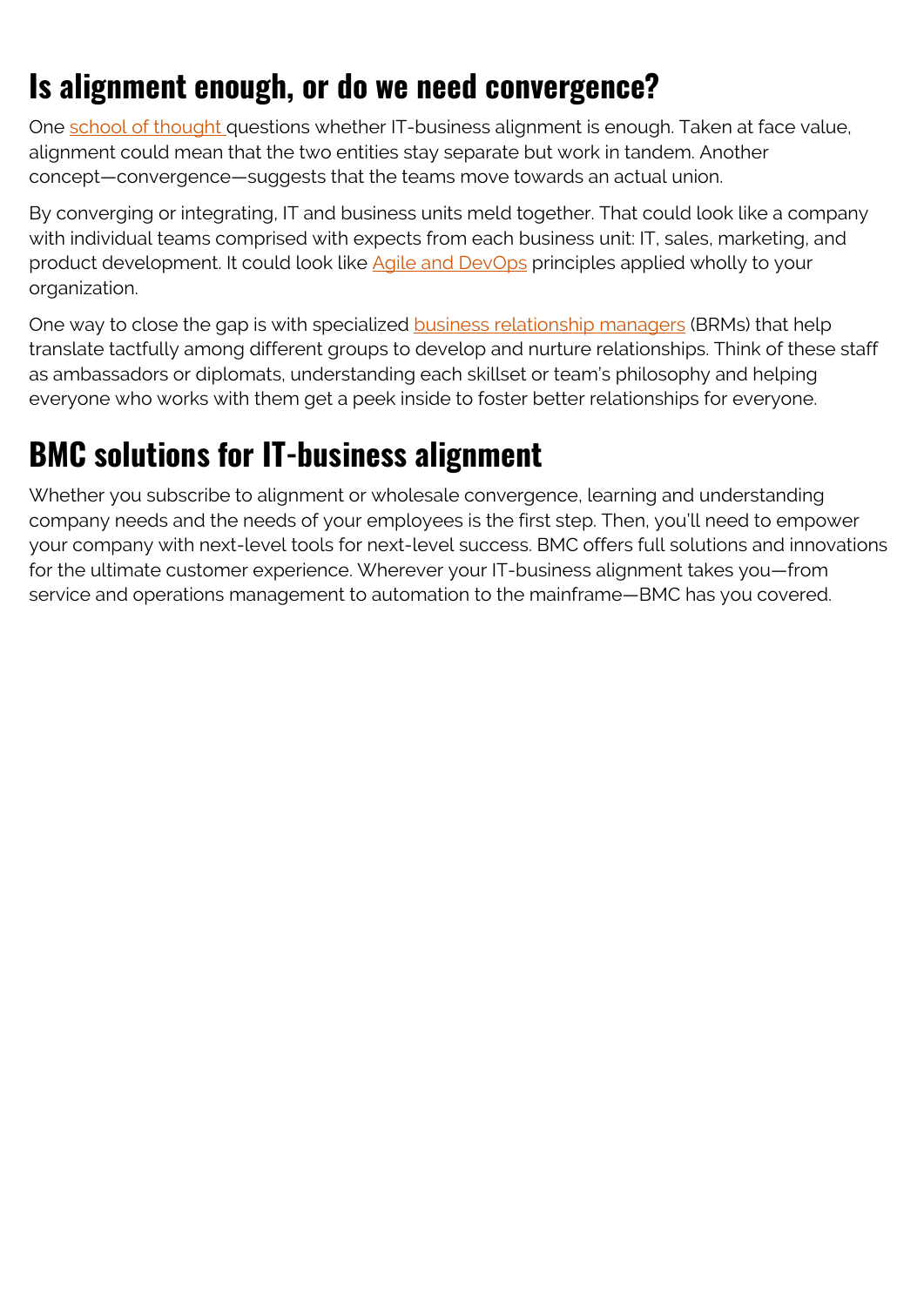## Is alignment enough, or do we need convergence?

One school of thought questions whether IT-business alignment is enough. Taken at face value, alignment could mean that the two entities stay separate but work in tandem. Another concept—convergence—suggests that the teams move towards an actual union.

By converging or integrating, IT and business units meld together. That could look like a company with individual teams comprised with expects from each business unit: IT, sales, marketing, and product development. It could look like Agile and DevOps principles applied wholly to your organization.

One way to close the gap is with specialized business relationship managers (BRMs) that help translate tactfully among different groups to develop and nurture relationships. Think of these staff as ambassadors or diplomats, understanding each skillset or team's philosophy and helping everyone who works with them get a peek inside to foster better relationships for everyone.

## BMC solutions for IT-business alignment

Whether you subscribe to alignment or wholesale convergence, learning and understanding company needs and the needs of your employees is the first step. Then, you'll need to empower your company with next-level tools for next-level success. BMC offers full solutions and innovations for the ultimate customer experience. Wherever your IT-business alignment takes you—from service and operations management to automation to the mainframe—BMC has you covered.